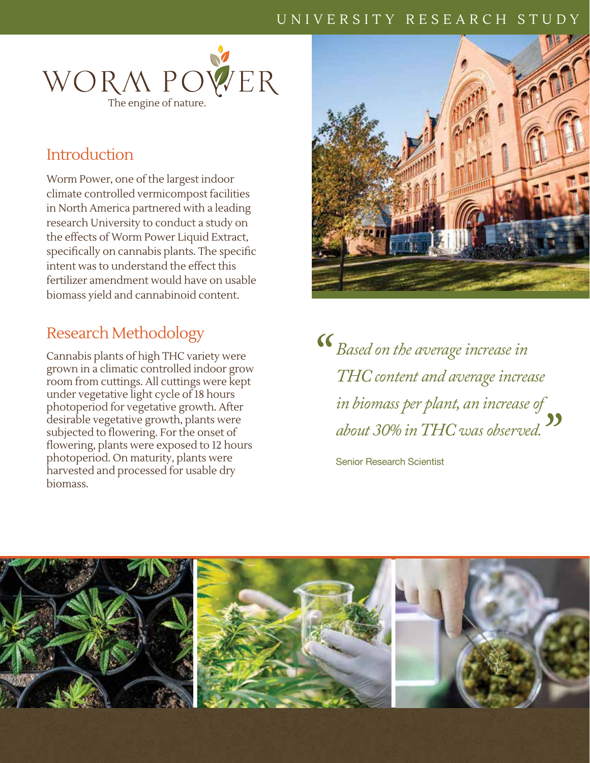UNIVERSITY RESEARCH STUDY

# WORM POWER

The engine of nature.

## Introduction

Worm Power, one of the largest indoor climate controlled vermicompost facilities in North America partnered with a leading research University to conduct a study on the effects of Worm Power Liquid Extract, specifically on cannabis plants. The specific intent was to understand the effect this fertilizer amendment would have on usable biomass yield and cannabinoid content.

## Research Methodology

Cannabis plants of high THC variety were grown in a climatic controlled indoor grow room from cuttings. All cuttings were kept under vegetative light cycle of 18 hours photoperiod for vegetative growth. After desirable vegetative growth, plants were subjected to flowering. For the onset of flowering, plants were exposed to 12 hours photoperiod. On maturity, plants were harvested and processed for usable dry biomass.

> *"Based on the average increase in THC content and average increase in biomass per plant, an increase of about 30% in THC was observed."*
>
> Senior Research Scientist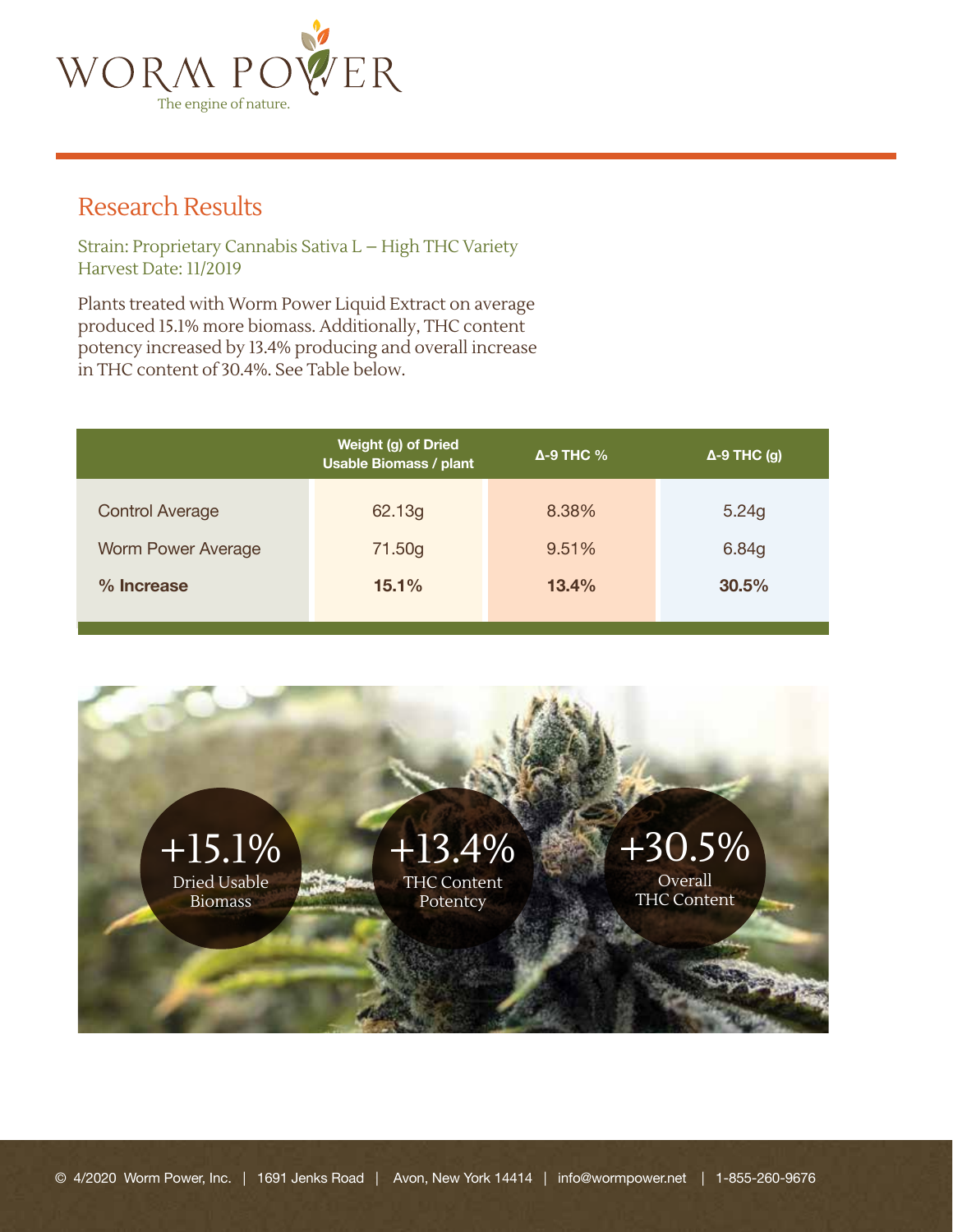WORM POWER

The engine of nature.

## Research Results

Strain: Proprietary Cannabis Sativa L – High THC Variety
Harvest Date: 11/2019

Plants treated with Worm Power Liquid Extract on average produced 15.1% more biomass. Additionally, THC content potency increased by 13.4% producing and overall increase in THC content of 30.4%. See Table below.

| | Weight (g) of Dried Usable Biomass / plant | Δ-9 THC % | Δ-9 THC (g) |
|---|---|---|---|
| Control Average | 62.13g | 8.38% | 5.24g |
| Worm Power Average | 71.50g | 9.51% | 6.84g |
| **% Increase** | **15.1%** | **13.4%** | **30.5%** |

+15.1%
Dried Usable Biomass

+13.4%
THC Content Potentcy

+30.5%
Overall THC Content

© 4/2020 Worm Power, Inc. | 1691 Jenks Road | Avon, New York 14414 | info@wormpower.net | 1-855-260-9676